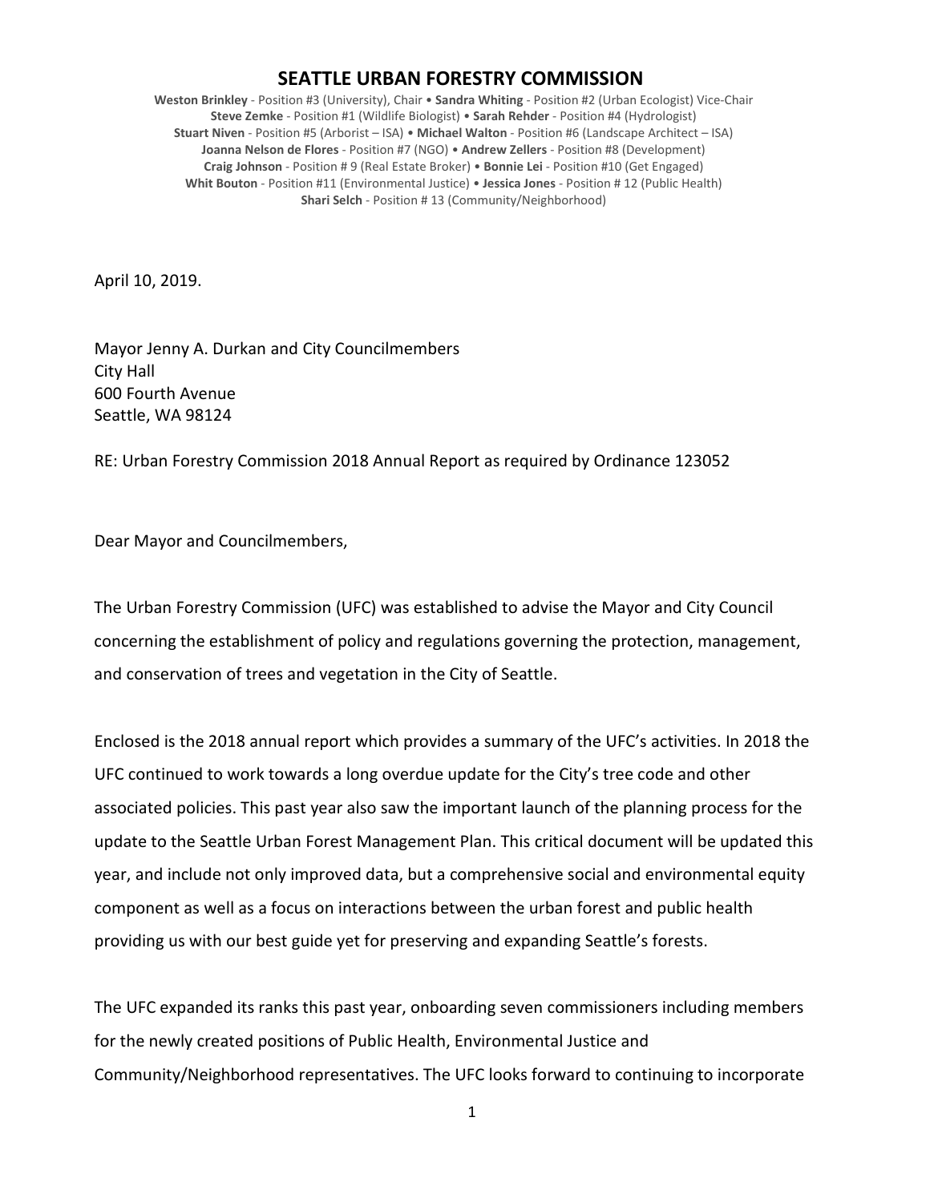# SEATTLE URBAN FORESTRY COMMISSION

**Weston Brinkley** - Position #3 (University), Chair • **Sandra Whiting** - Position #2 (Urban Ecologist) Vice-Chair
**Steve Zemke** - Position #1 (Wildlife Biologist) • **Sarah Rehder** - Position #4 (Hydrologist)
**Stuart Niven** - Position #5 (Arborist – ISA) • **Michael Walton** - Position #6 (Landscape Architect – ISA)
**Joanna Nelson de Flores** - Position #7 (NGO) • **Andrew Zellers** - Position #8 (Development)
**Craig Johnson** - Position # 9 (Real Estate Broker) • **Bonnie Lei** - Position #10 (Get Engaged)
**Whit Bouton** - Position #11 (Environmental Justice) • **Jessica Jones** - Position # 12 (Public Health)
**Shari Selch** - Position # 13 (Community/Neighborhood)

April 10, 2019.

Mayor Jenny A. Durkan and City Councilmembers
City Hall
600 Fourth Avenue
Seattle, WA 98124

RE: Urban Forestry Commission 2018 Annual Report as required by Ordinance 123052

Dear Mayor and Councilmembers,

The Urban Forestry Commission (UFC) was established to advise the Mayor and City Council concerning the establishment of policy and regulations governing the protection, management, and conservation of trees and vegetation in the City of Seattle.

Enclosed is the 2018 annual report which provides a summary of the UFC's activities. In 2018 the UFC continued to work towards a long overdue update for the City's tree code and other associated policies. This past year also saw the important launch of the planning process for the update to the Seattle Urban Forest Management Plan. This critical document will be updated this year, and include not only improved data, but a comprehensive social and environmental equity component as well as a focus on interactions between the urban forest and public health providing us with our best guide yet for preserving and expanding Seattle's forests.

The UFC expanded its ranks this past year, onboarding seven commissioners including members for the newly created positions of Public Health, Environmental Justice and Community/Neighborhood representatives. The UFC looks forward to continuing to incorporate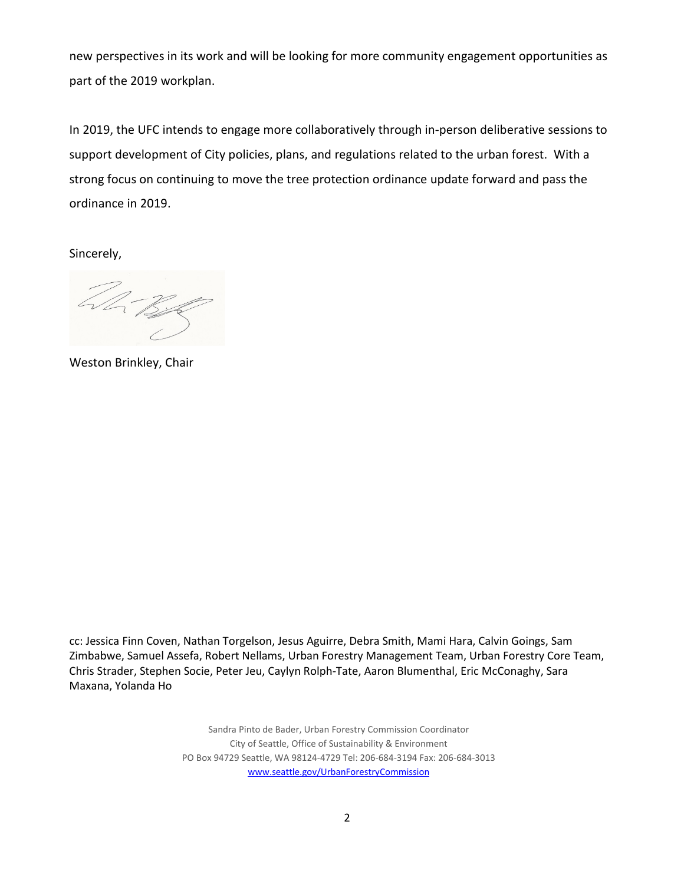new perspectives in its work and will be looking for more community engagement opportunities as part of the 2019 workplan.

In 2019, the UFC intends to engage more collaboratively through in-person deliberative sessions to support development of City policies, plans, and regulations related to the urban forest. With a strong focus on continuing to move the tree protection ordinance update forward and pass the ordinance in 2019.

Sincerely,

Weston Brinkley, Chair

cc: Jessica Finn Coven, Nathan Torgelson, Jesus Aguirre, Debra Smith, Mami Hara, Calvin Goings, Sam Zimbabwe, Samuel Assefa, Robert Nellams, Urban Forestry Management Team, Urban Forestry Core Team, Chris Strader, Stephen Socie, Peter Jeu, Caylyn Rolph-Tate, Aaron Blumenthal, Eric McConaghy, Sara Maxana, Yolanda Ho

Sandra Pinto de Bader, Urban Forestry Commission Coordinator
City of Seattle, Office of Sustainability & Environment
PO Box 94729 Seattle, WA 98124-4729 Tel: 206-684-3194 Fax: 206-684-3013
www.seattle.gov/UrbanForestryCommission